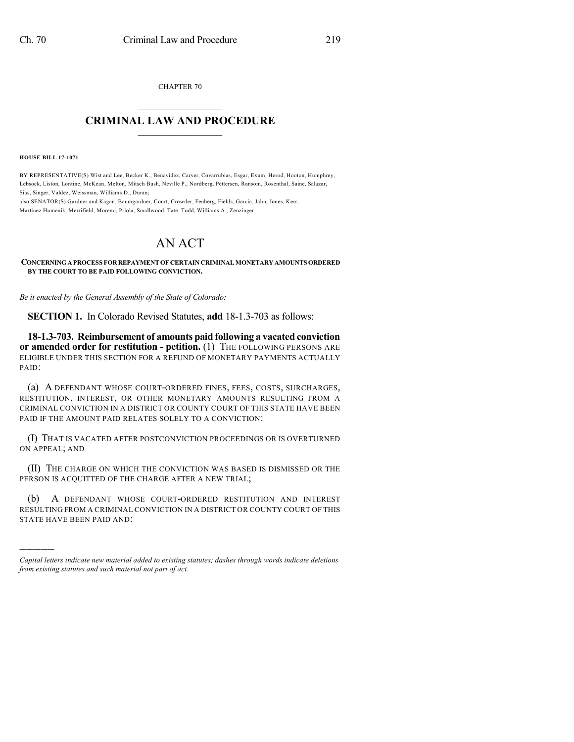CHAPTER 70

# CRIMINAL LAW AND PROCEDURE

**HOUSE BILL 17-1071**

BY REPRESENTATIVE(S) Wist and Lee, Becker K., Benavidez, Carver, Covarrubias, Esgar, Exum, Herod, Hooton, Humphrey, Lebsock, Liston, Lontine, McKean, Melton, Mitsch Bush, Neville P., Nordberg, Pettersen, Ransom, Rosenthal, Saine, Salazar, Sias, Singer, Valdez, Weissman, Williams D., Duran;
also SENATOR(S) Gardner and Kagan, Baumgardner, Court, Crowder, Fenberg, Fields, Garcia, Jahn, Jones, Kerr, Martinez Humenik, Merrifield, Moreno, Priola, Smallwood, Tate, Todd, Williams A., Zenzinger.

# AN ACT

**CONCERNING A PROCESS FOR REPAYMENT OF CERTAIN CRIMINAL MONETARY AMOUNTS ORDERED BY THE COURT TO BE PAID FOLLOWING CONVICTION.**

*Be it enacted by the General Assembly of the State of Colorado:*

**SECTION 1.** In Colorado Revised Statutes, **add** 18-1.3-703 as follows:

**18-1.3-703. Reimbursement of amounts paid following a vacated conviction or amended order for restitution - petition.** (1) THE FOLLOWING PERSONS ARE ELIGIBLE UNDER THIS SECTION FOR A REFUND OF MONETARY PAYMENTS ACTUALLY PAID:

(a) A DEFENDANT WHOSE COURT-ORDERED FINES, FEES, COSTS, SURCHARGES, RESTITUTION, INTEREST, OR OTHER MONETARY AMOUNTS RESULTING FROM A CRIMINAL CONVICTION IN A DISTRICT OR COUNTY COURT OF THIS STATE HAVE BEEN PAID IF THE AMOUNT PAID RELATES SOLELY TO A CONVICTION:

(I) THAT IS VACATED AFTER POSTCONVICTION PROCEEDINGS OR IS OVERTURNED ON APPEAL; AND

(II) THE CHARGE ON WHICH THE CONVICTION WAS BASED IS DISMISSED OR THE PERSON IS ACQUITTED OF THE CHARGE AFTER A NEW TRIAL;

(b) A DEFENDANT WHOSE COURT-ORDERED RESTITUTION AND INTEREST RESULTING FROM A CRIMINAL CONVICTION IN A DISTRICT OR COUNTY COURT OF THIS STATE HAVE BEEN PAID AND:

---

*Capital letters indicate new material added to existing statutes; dashes through words indicate deletions from existing statutes and such material not part of act.*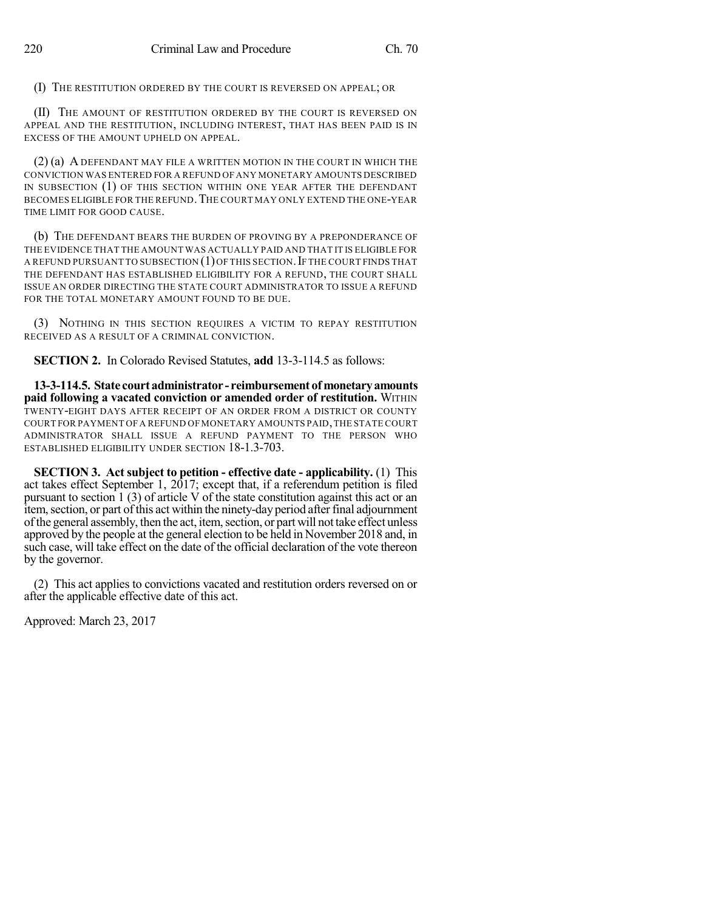(I) THE RESTITUTION ORDERED BY THE COURT IS REVERSED ON APPEAL; OR

(II) THE AMOUNT OF RESTITUTION ORDERED BY THE COURT IS REVERSED ON APPEAL AND THE RESTITUTION, INCLUDING INTEREST, THAT HAS BEEN PAID IS IN EXCESS OF THE AMOUNT UPHELD ON APPEAL.

(2) (a) A DEFENDANT MAY FILE A WRITTEN MOTION IN THE COURT IN WHICH THE CONVICTION WAS ENTERED FOR A REFUND OF ANY MONETARY AMOUNTS DESCRIBED IN SUBSECTION (1) OF THIS SECTION WITHIN ONE YEAR AFTER THE DEFENDANT BECOMES ELIGIBLE FOR THE REFUND. THE COURT MAY ONLY EXTEND THE ONE-YEAR TIME LIMIT FOR GOOD CAUSE.

(b) THE DEFENDANT BEARS THE BURDEN OF PROVING BY A PREPONDERANCE OF THE EVIDENCE THAT THE AMOUNT WAS ACTUALLY PAID AND THAT IT IS ELIGIBLE FOR A REFUND PURSUANT TO SUBSECTION (1) OF THIS SECTION. IF THE COURT FINDS THAT THE DEFENDANT HAS ESTABLISHED ELIGIBILITY FOR A REFUND, THE COURT SHALL ISSUE AN ORDER DIRECTING THE STATE COURT ADMINISTRATOR TO ISSUE A REFUND FOR THE TOTAL MONETARY AMOUNT FOUND TO BE DUE.

(3) NOTHING IN THIS SECTION REQUIRES A VICTIM TO REPAY RESTITUTION RECEIVED AS A RESULT OF A CRIMINAL CONVICTION.

**SECTION 2.** In Colorado Revised Statutes, **add** 13-3-114.5 as follows:

**13-3-114.5. State court administrator - reimbursement of monetary amounts paid following a vacated conviction or amended order of restitution.** WITHIN TWENTY-EIGHT DAYS AFTER RECEIPT OF AN ORDER FROM A DISTRICT OR COUNTY COURT FOR PAYMENT OF A REFUND OF MONETARY AMOUNTS PAID, THE STATE COURT ADMINISTRATOR SHALL ISSUE A REFUND PAYMENT TO THE PERSON WHO ESTABLISHED ELIGIBILITY UNDER SECTION 18-1.3-703.

**SECTION 3. Act subject to petition - effective date - applicability.** (1) This act takes effect September 1, 2017; except that, if a referendum petition is filed pursuant to section 1 (3) of article V of the state constitution against this act or an item, section, or part of this act within the ninety-day period after final adjournment of the general assembly, then the act, item, section, or part will not take effect unless approved by the people at the general election to be held in November 2018 and, in such case, will take effect on the date of the official declaration of the vote thereon by the governor.

(2) This act applies to convictions vacated and restitution orders reversed on or after the applicable effective date of this act.

Approved: March 23, 2017